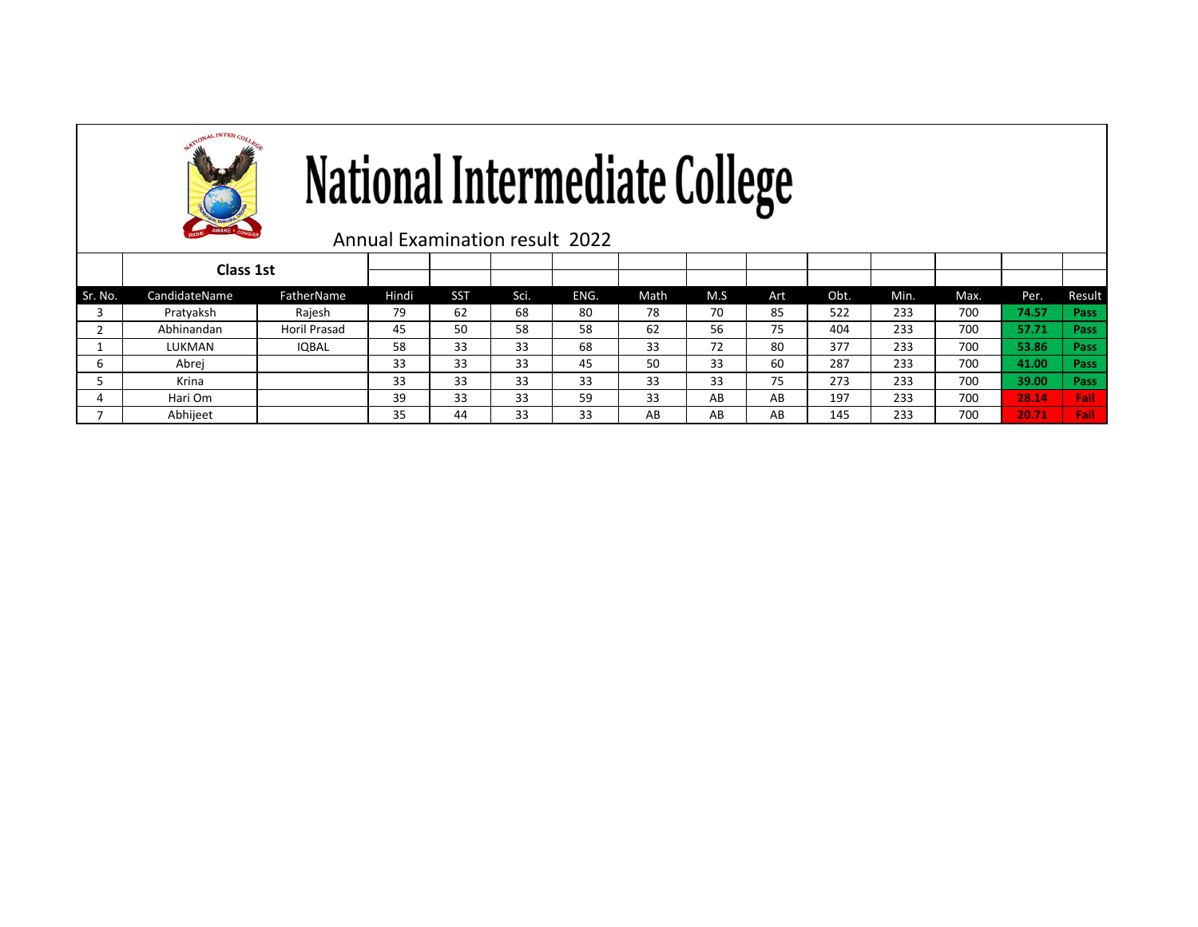# National Intermediate College

Annual Examination result 2022

**Class 1st**

| Sr. No. | CandidateName | FatherName | Hindi | SST | Sci. | ENG. | Math | M.S | Art | Obt. | Min. | Max. | Per. | Result |
|---|---|---|---|---|---|---|---|---|---|---|---|---|---|---|
| 3 | Pratyaksh | Rajesh | 79 | 62 | 68 | 80 | 78 | 70 | 85 | 522 | 233 | 700 | **74.57** | **Pass** |
| 2 | Abhinandan | Horil Prasad | 45 | 50 | 58 | 58 | 62 | 56 | 75 | 404 | 233 | 700 | **57.71** | **Pass** |
| 1 | LUKMAN | IQBAL | 58 | 33 | 33 | 68 | 33 | 72 | 80 | 377 | 233 | 700 | **53.86** | **Pass** |
| 6 | Abrej | | 33 | 33 | 33 | 45 | 50 | 33 | 60 | 287 | 233 | 700 | **41.00** | **Pass** |
| 5 | Krina | | 33 | 33 | 33 | 33 | 33 | 33 | 75 | 273 | 233 | 700 | **39.00** | **Pass** |
| 4 | Hari Om | | 39 | 33 | 33 | 59 | 33 | AB | AB | 197 | 233 | 700 | **28.14** | **Fail** |
| 7 | Abhijeet | | 35 | 44 | 33 | 33 | AB | AB | AB | 145 | 233 | 700 | **20.71** | **Fail** |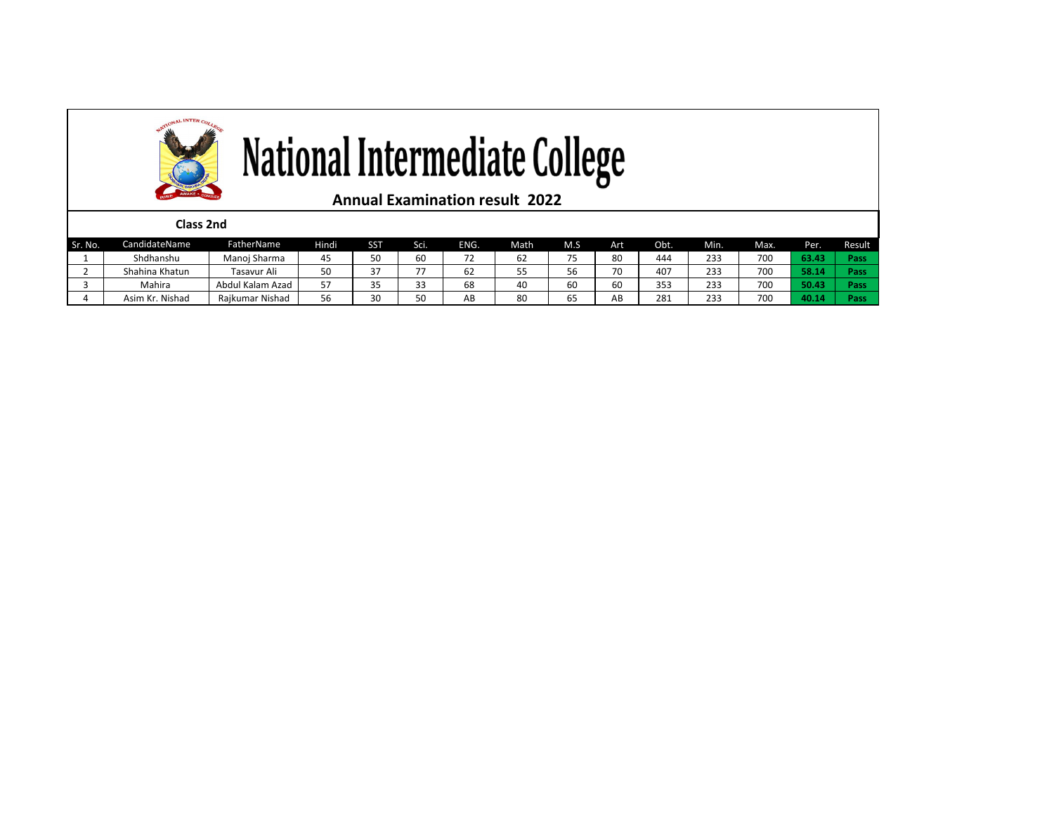# National Intermediate College

## Annual Examination result 2022

**Class 2nd**

| Sr. No. | CandidateName | FatherName | Hindi | SST | Sci. | ENG. | Math | M.S | Art | Obt. | Min. | Max. | Per. | Result |
|---|---|---|---|---|---|---|---|---|---|---|---|---|---|---|
| 1 | Shdhanshu | Manoj Sharma | 45 | 50 | 60 | 72 | 62 | 75 | 80 | 444 | 233 | 700 | **63.43** | **Pass** |
| 2 | Shahina Khatun | Tasavur Ali | 50 | 37 | 77 | 62 | 55 | 56 | 70 | 407 | 233 | 700 | **58.14** | **Pass** |
| 3 | Mahira | Abdul Kalam Azad | 57 | 35 | 33 | 68 | 40 | 60 | 60 | 353 | 233 | 700 | **50.43** | **Pass** |
| 4 | Asim Kr. Nishad | Rajkumar Nishad | 56 | 30 | 50 | AB | 80 | 65 | AB | 281 | 233 | 700 | **40.14** | **Pass** |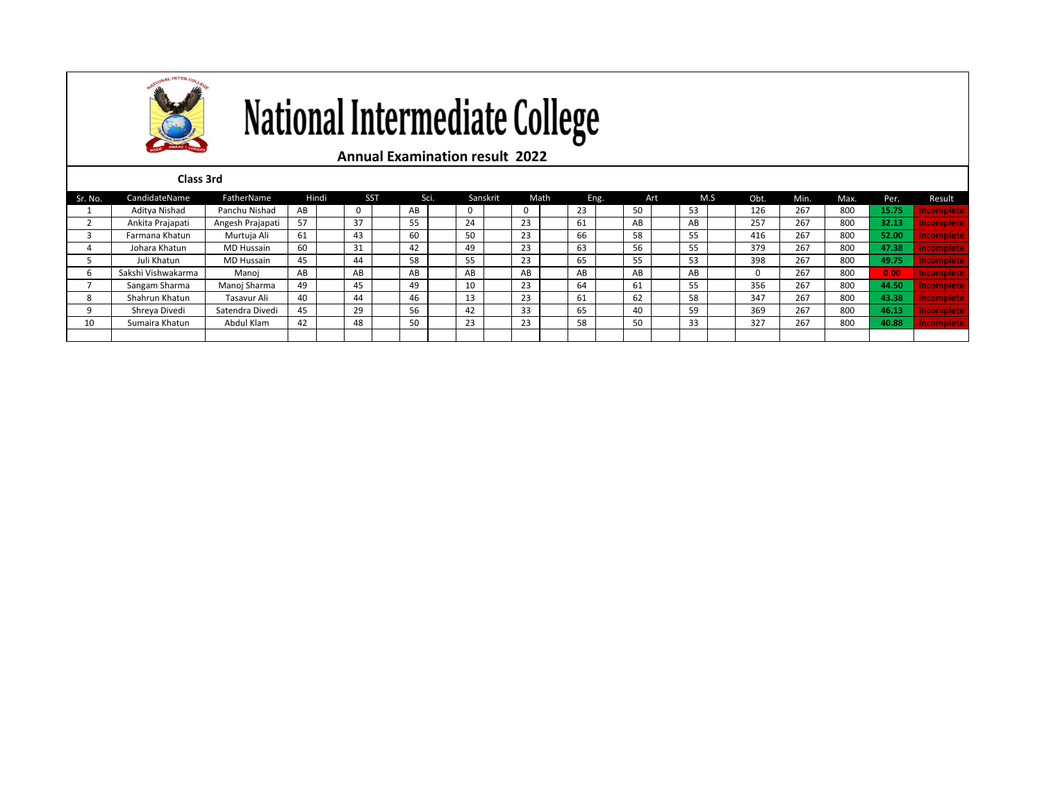# National Intermediate College

**Annual Examination result 2022**

**Class 3rd**

| Sr. No. | CandidateName | FatherName | Hindi | | SST | | Sci. | | Sanskrit | | Math | | Eng. | | Art | | M.S | | Obt. | Min. | Max. | Per. | Result |
|---|---|---|---|---|---|---|---|---|---|---|---|---|---|---|---|---|---|---|---|---|---|---|---|
| 1 | Aditya Nishad | Panchu Nishad | AB | | 0 | | AB | | 0 | | 0 | | 23 | | 50 | | 53 | | 126 | 267 | 800 | 15.75 | Incomplete |
| 2 | Ankita Prajapati | Angesh Prajapati | 57 | | 37 | | 55 | | 24 | | 23 | | 61 | | AB | | AB | | 257 | 267 | 800 | 32.13 | Incomplete |
| 3 | Farmana Khatun | Murtuja Ali | 61 | | 43 | | 60 | | 50 | | 23 | | 66 | | 58 | | 55 | | 416 | 267 | 800 | 52.00 | Incomplete |
| 4 | Johara Khatun | MD Hussain | 60 | | 31 | | 42 | | 49 | | 23 | | 63 | | 56 | | 55 | | 379 | 267 | 800 | 47.38 | Incomplete |
| 5 | Juli Khatun | MD Hussain | 45 | | 44 | | 58 | | 55 | | 23 | | 65 | | 55 | | 53 | | 398 | 267 | 800 | 49.75 | Incomplete |
| 6 | Sakshi Vishwakarma | Manoj | AB | | AB | | AB | | AB | | AB | | AB | | AB | | AB | | 0 | 267 | 800 | 0.00 | Incomplete |
| 7 | Sangam Sharma | Manoj Sharma | 49 | | 45 | | 49 | | 10 | | 23 | | 64 | | 61 | | 55 | | 356 | 267 | 800 | 44.50 | Incomplete |
| 8 | Shahrun Khatun | Tasavur Ali | 40 | | 44 | | 46 | | 13 | | 23 | | 61 | | 62 | | 58 | | 347 | 267 | 800 | 43.38 | Incomplete |
| 9 | Shreya Divedi | Satendra Divedi | 45 | | 29 | | 56 | | 42 | | 33 | | 65 | | 40 | | 59 | | 369 | 267 | 800 | 46.13 | Incomplete |
| 10 | Sumaira Khatun | Abdul Klam | 42 | | 48 | | 50 | | 23 | | 23 | | 58 | | 50 | | 33 | | 327 | 267 | 800 | 40.88 | Incomplete |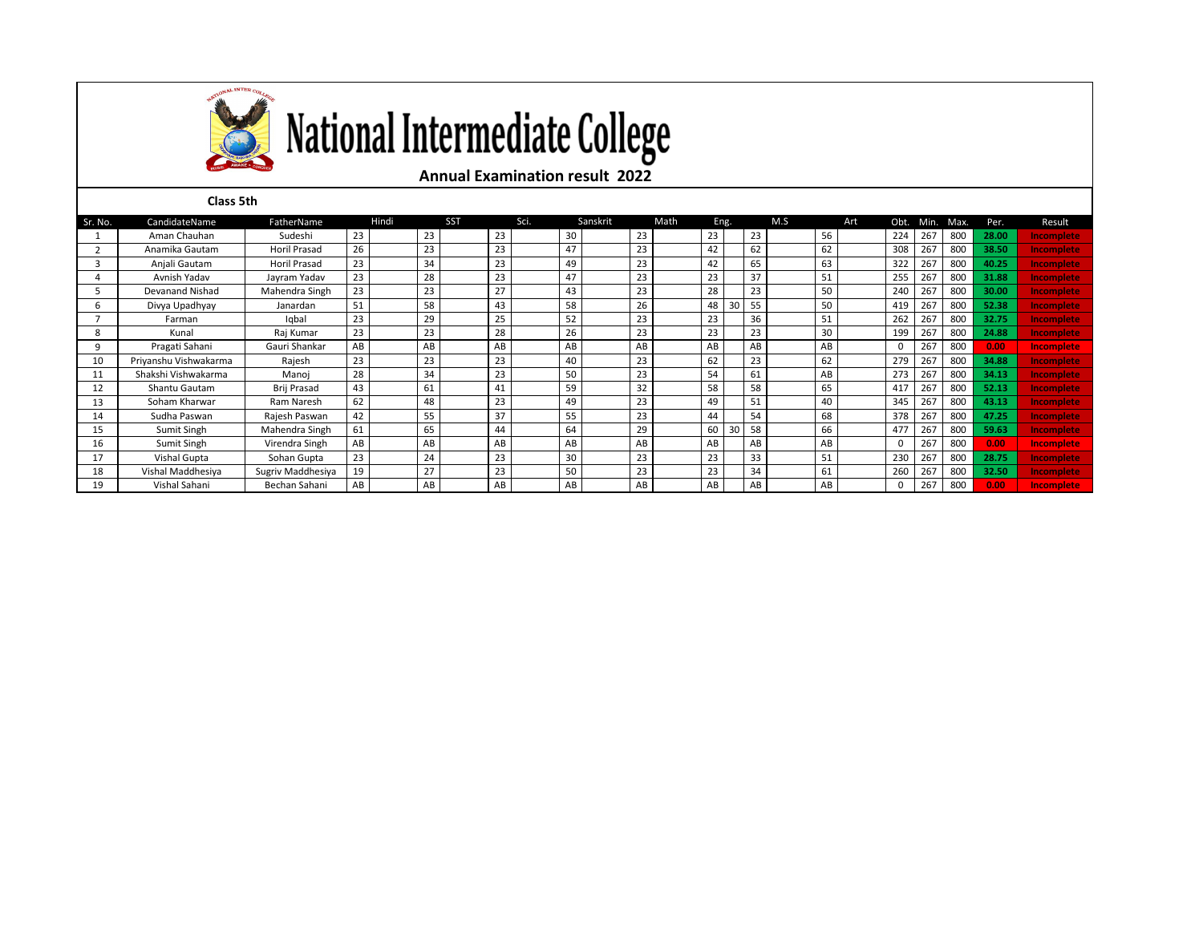# National Intermediate College

## Annual Examination result 2022

**Class 5th**

| Sr. No. | CandidateName | FatherName | Hindi | SST | Sci. | Sanskrit | Math | Eng. | | M.S | Art | Obt. | Min. | Max. | Per. | Result |
|---|---|---|---|---|---|---|---|---|---|---|---|---|---|---|---|---|
| 1 | Aman Chauhan | Sudeshi | 23 | 23 | 23 | 30 | 23 | 23 | | 23 | 56 | 224 | 267 | 800 | 28.00 | Incomplete |
| 2 | Anamika Gautam | Horil Prasad | 26 | 23 | 23 | 47 | 23 | 42 | | 62 | 62 | 308 | 267 | 800 | 38.50 | Incomplete |
| 3 | Anjali Gautam | Horil Prasad | 23 | 34 | 23 | 49 | 23 | 42 | | 65 | 63 | 322 | 267 | 800 | 40.25 | Incomplete |
| 4 | Avnish Yadav | Jayram Yadav | 23 | 28 | 23 | 47 | 23 | 23 | | 37 | 51 | 255 | 267 | 800 | 31.88 | Incomplete |
| 5 | Devanand Nishad | Mahendra Singh | 23 | 23 | 27 | 43 | 23 | 28 | | 23 | 50 | 240 | 267 | 800 | 30.00 | Incomplete |
| 6 | Divya Upadhyay | Janardan | 51 | 58 | 43 | 58 | 26 | 48 | 30 | 55 | 50 | 419 | 267 | 800 | 52.38 | Incomplete |
| 7 | Farman | Iqbal | 23 | 29 | 25 | 52 | 23 | 23 | | 36 | 51 | 262 | 267 | 800 | 32.75 | Incomplete |
| 8 | Kunal | Raj Kumar | 23 | 23 | 28 | 26 | 23 | 23 | | 23 | 30 | 199 | 267 | 800 | 24.88 | Incomplete |
| 9 | Pragati Sahani | Gauri Shankar | AB | AB | AB | AB | AB | AB | | AB | AB | 0 | 267 | 800 | 0.00 | Incomplete |
| 10 | Priyanshu Vishwakarma | Rajesh | 23 | 23 | 23 | 40 | 23 | 62 | | 23 | 62 | 279 | 267 | 800 | 34.88 | Incomplete |
| 11 | Shakshi Vishwakarma | Manoj | 28 | 34 | 23 | 50 | 23 | 54 | | 61 | AB | 273 | 267 | 800 | 34.13 | Incomplete |
| 12 | Shantu Gautam | Brij Prasad | 43 | 61 | 41 | 59 | 32 | 58 | | 58 | 65 | 417 | 267 | 800 | 52.13 | Incomplete |
| 13 | Soham Kharwar | Ram Naresh | 62 | 48 | 23 | 49 | 23 | 49 | | 51 | 40 | 345 | 267 | 800 | 43.13 | Incomplete |
| 14 | Sudha Paswan | Rajesh Paswan | 42 | 55 | 37 | 55 | 23 | 44 | | 54 | 68 | 378 | 267 | 800 | 47.25 | Incomplete |
| 15 | Sumit Singh | Mahendra Singh | 61 | 65 | 44 | 64 | 29 | 60 | 30 | 58 | 66 | 477 | 267 | 800 | 59.63 | Incomplete |
| 16 | Sumit Singh | Virendra Singh | AB | AB | AB | AB | AB | AB | | AB | AB | 0 | 267 | 800 | 0.00 | Incomplete |
| 17 | Vishal Gupta | Sohan Gupta | 23 | 24 | 23 | 30 | 23 | 23 | | 33 | 51 | 230 | 267 | 800 | 28.75 | Incomplete |
| 18 | Vishal Maddhesiya | Sugriv Maddhesiya | 19 | 27 | 23 | 50 | 23 | 23 | | 34 | 61 | 260 | 267 | 800 | 32.50 | Incomplete |
| 19 | Vishal Sahani | Bechan Sahani | AB | AB | AB | AB | AB | AB | | AB | AB | 0 | 267 | 800 | 0.00 | Incomplete |